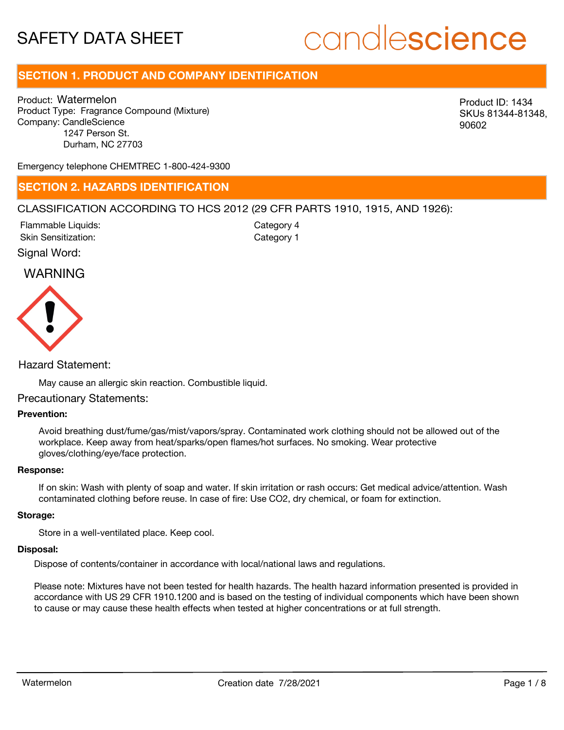# SAFETY DATA SHEET

candlescience

## SECTION 1. PRODUCT AND COMPANY IDENTIFICATION

Product: Watermelon
Product Type: Fragrance Compound (Mixture)
Company: CandleScience
1247 Person St.
Durham, NC 27703

Product ID: 1434
SKUs 81344-81348, 90602

Emergency telephone CHEMTREC 1-800-424-9300

## SECTION 2. HAZARDS IDENTIFICATION

CLASSIFICATION ACCORDING TO HCS 2012 (29 CFR PARTS 1910, 1915, AND 1926):

| | |
|---|---|
| Flammable Liquids: | Category 4 |
| Skin Sensitization: | Category 1 |

Signal Word:

WARNING

Hazard Statement:

May cause an allergic skin reaction. Combustible liquid.

Precautionary Statements:

**Prevention:**

Avoid breathing dust/fume/gas/mist/vapors/spray. Contaminated work clothing should not be allowed out of the workplace. Keep away from heat/sparks/open flames/hot surfaces. No smoking. Wear protective gloves/clothing/eye/face protection.

**Response:**

If on skin: Wash with plenty of soap and water. If skin irritation or rash occurs: Get medical advice/attention. Wash contaminated clothing before reuse. In case of fire: Use $CO_2$, dry chemical, or foam for extinction.

**Storage:**

Store in a well-ventilated place. Keep cool.

**Disposal:**

Dispose of contents/container in accordance with local/national laws and regulations.

Please note: Mixtures have not been tested for health hazards. The health hazard information presented is provided in accordance with US 29 CFR 1910.1200 and is based on the testing of individual components which have been shown to cause or may cause these health effects when tested at higher concentrations or at full strength.

Watermelon — Creation date 7/28/2021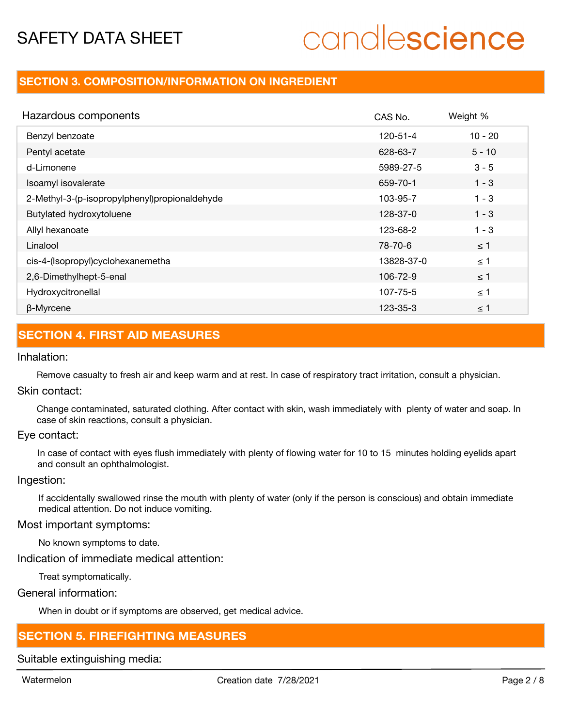## SECTION 3. COMPOSITION/INFORMATION ON INGREDIENT

| Hazardous components | CAS No. | Weight % |
|---|---|---|
| Benzyl benzoate | 120-51-4 | 10 - 20 |
| Pentyl acetate | 628-63-7 | 5 - 10 |
| d-Limonene | 5989-27-5 | 3 - 5 |
| Isoamyl isovalerate | 659-70-1 | 1 - 3 |
| 2-Methyl-3-(p-isopropylphenyl)propionaldehyde | 103-95-7 | 1 - 3 |
| Butylated hydroxytoluene | 128-37-0 | 1 - 3 |
| Allyl hexanoate | 123-68-2 | 1 - 3 |
| Linalool | 78-70-6 | ≤ 1 |
| cis-4-(Isopropyl)cyclohexanemetha | 13828-37-0 | ≤ 1 |
| 2,6-Dimethylhept-5-enal | 106-72-9 | ≤ 1 |
| Hydroxycitronellal | 107-75-5 | ≤ 1 |
| β-Myrcene | 123-35-3 | ≤ 1 |

## SECTION 4. FIRST AID MEASURES

Inhalation:

Remove casualty to fresh air and keep warm and at rest. In case of respiratory tract irritation, consult a physician.

Skin contact:

Change contaminated, saturated clothing. After contact with skin, wash immediately with plenty of water and soap. In case of skin reactions, consult a physician.

Eye contact:

In case of contact with eyes flush immediately with plenty of flowing water for 10 to 15 minutes holding eyelids apart and consult an ophthalmologist.

Ingestion:

If accidentally swallowed rinse the mouth with plenty of water (only if the person is conscious) and obtain immediate medical attention. Do not induce vomiting.

Most important symptoms:

No known symptoms to date.

Indication of immediate medical attention:

Treat symptomatically.

General information:

When in doubt or if symptoms are observed, get medical advice.

## SECTION 5. FIREFIGHTING MEASURES

Suitable extinguishing media: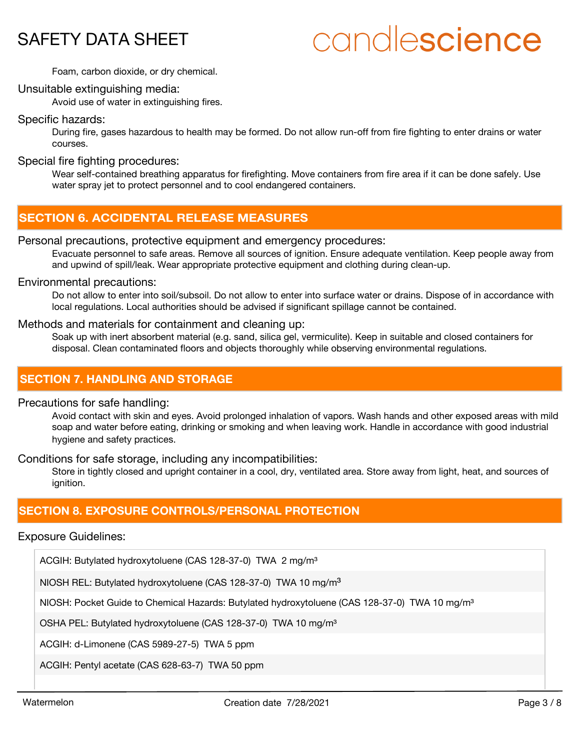Foam, carbon dioxide, or dry chemical.

Unsuitable extinguishing media:

Avoid use of water in extinguishing fires.

Specific hazards:

During fire, gases hazardous to health may be formed. Do not allow run-off from fire fighting to enter drains or water courses.

Special fire fighting procedures:

Wear self-contained breathing apparatus for firefighting. Move containers from fire area if it can be done safely. Use water spray jet to protect personnel and to cool endangered containers.

## SECTION 6. ACCIDENTAL RELEASE MEASURES

Personal precautions, protective equipment and emergency procedures:

Evacuate personnel to safe areas. Remove all sources of ignition. Ensure adequate ventilation. Keep people away from and upwind of spill/leak. Wear appropriate protective equipment and clothing during clean-up.

Environmental precautions:

Do not allow to enter into soil/subsoil. Do not allow to enter into surface water or drains. Dispose of in accordance with local regulations. Local authorities should be advised if significant spillage cannot be contained.

Methods and materials for containment and cleaning up:

Soak up with inert absorbent material (e.g. sand, silica gel, vermiculite). Keep in suitable and closed containers for disposal. Clean contaminated floors and objects thoroughly while observing environmental regulations.

## SECTION 7. HANDLING AND STORAGE

Precautions for safe handling:

Avoid contact with skin and eyes. Avoid prolonged inhalation of vapors. Wash hands and other exposed areas with mild soap and water before eating, drinking or smoking and when leaving work. Handle in accordance with good industrial hygiene and safety practices.

Conditions for safe storage, including any incompatibilities:

Store in tightly closed and upright container in a cool, dry, ventilated area. Store away from light, heat, and sources of ignition.

## SECTION 8. EXPOSURE CONTROLS/PERSONAL PROTECTION

Exposure Guidelines:

| |
|---|
| ACGIH: Butylated hydroxytoluene (CAS 128-37-0) TWA 2 mg/m³ |
| NIOSH REL: Butylated hydroxytoluene (CAS 128-37-0) TWA 10 mg/m³ |
| NIOSH: Pocket Guide to Chemical Hazards: Butylated hydroxytoluene (CAS 128-37-0) TWA 10 mg/m³ |
| OSHA PEL: Butylated hydroxytoluene (CAS 128-37-0) TWA 10 mg/m³ |
| ACGIH: d-Limonene (CAS 5989-27-5) TWA 5 ppm |
| ACGIH: Pentyl acetate (CAS 628-63-7) TWA 50 ppm |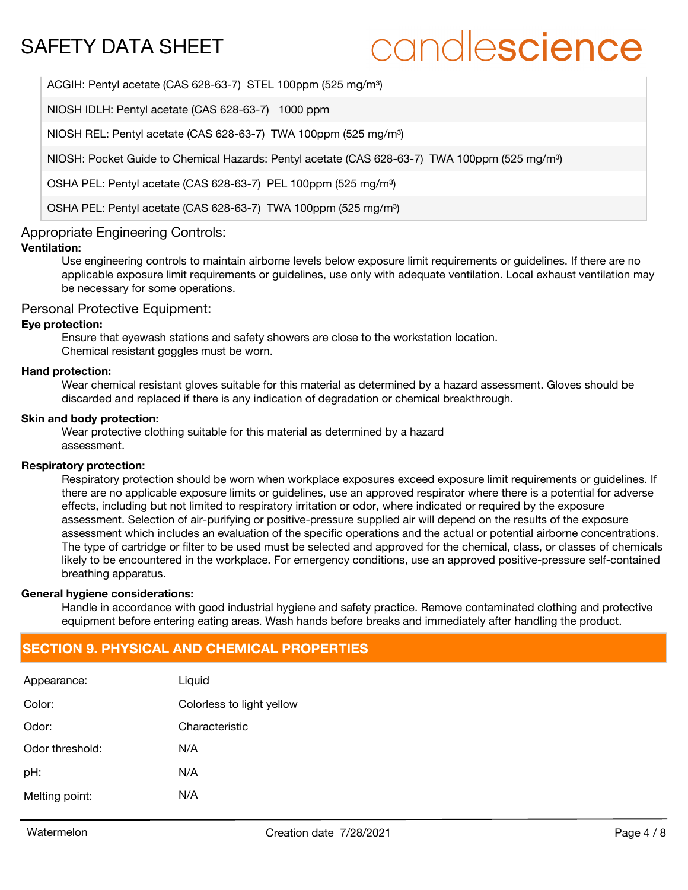| |
|---|
| ACGIH: Pentyl acetate (CAS 628-63-7) STEL 100ppm (525 mg/m³) |
| NIOSH IDLH: Pentyl acetate (CAS 628-63-7) 1000 ppm |
| NIOSH REL: Pentyl acetate (CAS 628-63-7) TWA 100ppm (525 mg/m³) |
| NIOSH: Pocket Guide to Chemical Hazards: Pentyl acetate (CAS 628-63-7) TWA 100ppm (525 mg/m³) |
| OSHA PEL: Pentyl acetate (CAS 628-63-7) PEL 100ppm (525 mg/m³) |
| OSHA PEL: Pentyl acetate (CAS 628-63-7) TWA 100ppm (525 mg/m³) |

### Appropriate Engineering Controls:

**Ventilation:**

Use engineering controls to maintain airborne levels below exposure limit requirements or guidelines. If there are no applicable exposure limit requirements or guidelines, use only with adequate ventilation. Local exhaust ventilation may be necessary for some operations.

### Personal Protective Equipment:

**Eye protection:**

Ensure that eyewash stations and safety showers are close to the workstation location.
Chemical resistant goggles must be worn.

**Hand protection:**

Wear chemical resistant gloves suitable for this material as determined by a hazard assessment. Gloves should be discarded and replaced if there is any indication of degradation or chemical breakthrough.

**Skin and body protection:**

Wear protective clothing suitable for this material as determined by a hazard assessment.

**Respiratory protection:**

Respiratory protection should be worn when workplace exposures exceed exposure limit requirements or guidelines. If there are no applicable exposure limits or guidelines, use an approved respirator where there is a potential for adverse effects, including but not limited to respiratory irritation or odor, where indicated or required by the exposure assessment. Selection of air-purifying or positive-pressure supplied air will depend on the results of the exposure assessment which includes an evaluation of the specific operations and the actual or potential airborne concentrations. The type of cartridge or filter to be used must be selected and approved for the chemical, class, or classes of chemicals likely to be encountered in the workplace. For emergency conditions, use an approved positive-pressure self-contained breathing apparatus.

**General hygiene considerations:**

Handle in accordance with good industrial hygiene and safety practice. Remove contaminated clothing and protective equipment before entering eating areas. Wash hands before breaks and immediately after handling the product.

## SECTION 9. PHYSICAL AND CHEMICAL PROPERTIES

| | |
|---|---|
| Appearance: | Liquid |
| Color: | Colorless to light yellow |
| Odor: | Characteristic |
| Odor threshold: | N/A |
| pH: | N/A |
| Melting point: | N/A |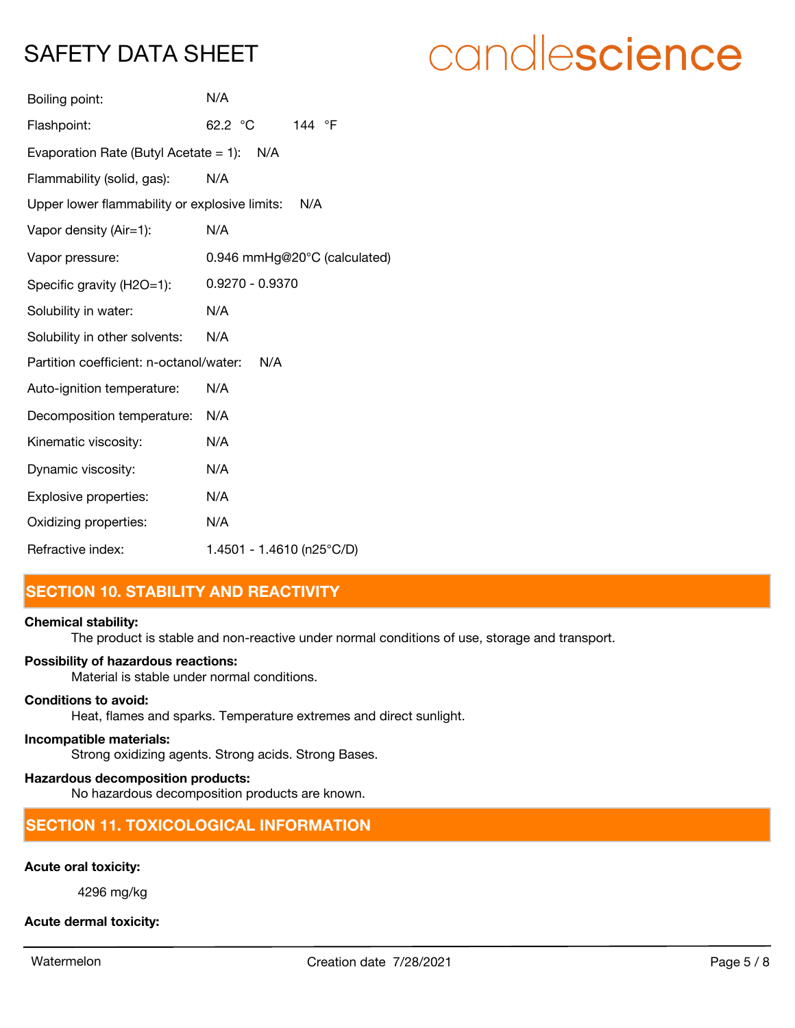| | |
|---|---|
| Boiling point: | N/A |
| Flashpoint: | 62.2 °C 144 °F |
| Evaporation Rate (Butyl Acetate = 1): | N/A |
| Flammability (solid, gas): | N/A |
| Upper lower flammability or explosive limits: | N/A |
| Vapor density (Air=1): | N/A |
| Vapor pressure: | 0.946 mmHg@20°C (calculated) |
| Specific gravity (H2O=1): | 0.9270 - 0.9370 |
| Solubility in water: | N/A |
| Solubility in other solvents: | N/A |
| Partition coefficient: n-octanol/water: | N/A |
| Auto-ignition temperature: | N/A |
| Decomposition temperature: | N/A |
| Kinematic viscosity: | N/A |
| Dynamic viscosity: | N/A |
| Explosive properties: | N/A |
| Oxidizing properties: | N/A |
| Refractive index: | 1.4501 - 1.4610 (n25°C/D) |

## SECTION 10. STABILITY AND REACTIVITY

**Chemical stability:**

The product is stable and non-reactive under normal conditions of use, storage and transport.

**Possibility of hazardous reactions:**

Material is stable under normal conditions.

**Conditions to avoid:**

Heat, flames and sparks. Temperature extremes and direct sunlight.

**Incompatible materials:**

Strong oxidizing agents. Strong acids. Strong Bases.

**Hazardous decomposition products:**

No hazardous decomposition products are known.

## SECTION 11. TOXICOLOGICAL INFORMATION

**Acute oral toxicity:**

4296 mg/kg

**Acute dermal toxicity:**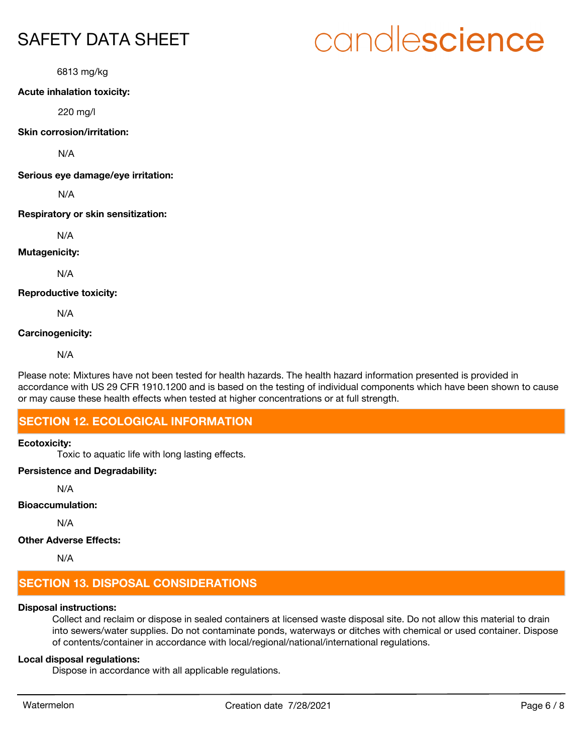6813 mg/kg

**Acute inhalation toxicity:**

220 mg/l

**Skin corrosion/irritation:**

N/A

**Serious eye damage/eye irritation:**

N/A

**Respiratory or skin sensitization:**

N/A

**Mutagenicity:**

N/A

**Reproductive toxicity:**

N/A

**Carcinogenicity:**

N/A

Please note: Mixtures have not been tested for health hazards. The health hazard information presented is provided in accordance with US 29 CFR 1910.1200 and is based on the testing of individual components which have been shown to cause or may cause these health effects when tested at higher concentrations or at full strength.

## SECTION 12. ECOLOGICAL INFORMATION

**Ecotoxicity:**

Toxic to aquatic life with long lasting effects.

**Persistence and Degradability:**

N/A

**Bioaccumulation:**

N/A

**Other Adverse Effects:**

N/A

## SECTION 13. DISPOSAL CONSIDERATIONS

**Disposal instructions:**

Collect and reclaim or dispose in sealed containers at licensed waste disposal site. Do not allow this material to drain into sewers/water supplies. Do not contaminate ponds, waterways or ditches with chemical or used container. Dispose of contents/container in accordance with local/regional/national/international regulations.

**Local disposal regulations:**

Dispose in accordance with all applicable regulations.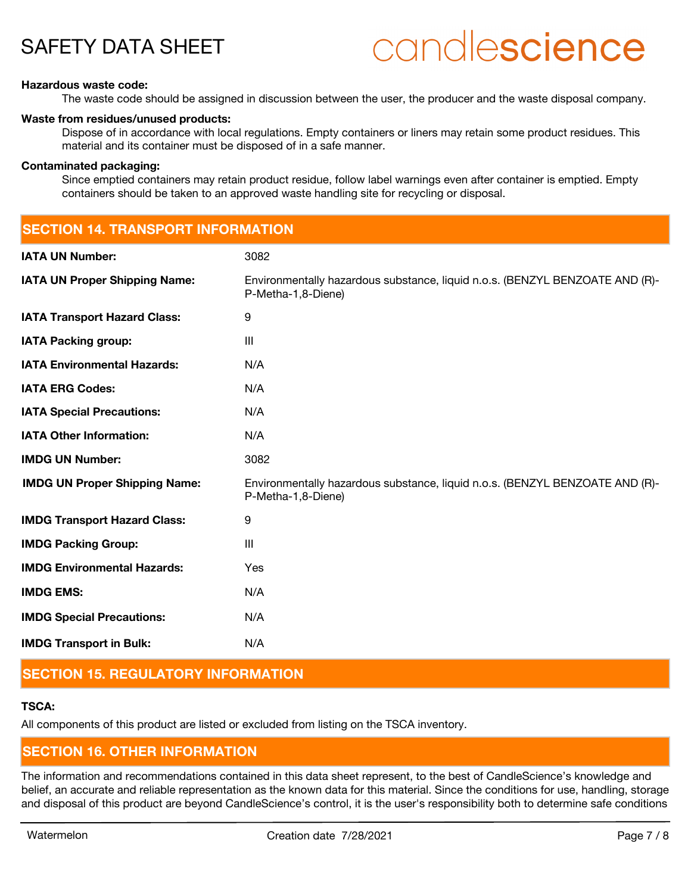**Hazardous waste code:**

The waste code should be assigned in discussion between the user, the producer and the waste disposal company.

**Waste from residues/unused products:**

Dispose of in accordance with local regulations. Empty containers or liners may retain some product residues. This material and its container must be disposed of in a safe manner.

**Contaminated packaging:**

Since emptied containers may retain product residue, follow label warnings even after container is emptied. Empty containers should be taken to an approved waste handling site for recycling or disposal.

## SECTION 14. TRANSPORT INFORMATION

| | |
|---|---|
| **IATA UN Number:** | 3082 |
| **IATA UN Proper Shipping Name:** | Environmentally hazardous substance, liquid n.o.s. (BENZYL BENZOATE AND (R)-P-Metha-1,8-Diene) |
| **IATA Transport Hazard Class:** | 9 |
| **IATA Packing group:** | III |
| **IATA Environmental Hazards:** | N/A |
| **IATA ERG Codes:** | N/A |
| **IATA Special Precautions:** | N/A |
| **IATA Other Information:** | N/A |
| **IMDG UN Number:** | 3082 |
| **IMDG UN Proper Shipping Name:** | Environmentally hazardous substance, liquid n.o.s. (BENZYL BENZOATE AND (R)-P-Metha-1,8-Diene) |
| **IMDG Transport Hazard Class:** | 9 |
| **IMDG Packing Group:** | III |
| **IMDG Environmental Hazards:** | Yes |
| **IMDG EMS:** | N/A |
| **IMDG Special Precautions:** | N/A |
| **IMDG Transport in Bulk:** | N/A |

## SECTION 15. REGULATORY INFORMATION

**TSCA:**

All components of this product are listed or excluded from listing on the TSCA inventory.

## SECTION 16. OTHER INFORMATION

The information and recommendations contained in this data sheet represent, to the best of CandleScience's knowledge and belief, an accurate and reliable representation as the known data for this material. Since the conditions for use, handling, storage and disposal of this product are beyond CandleScience's control, it is the user's responsibility both to determine safe conditions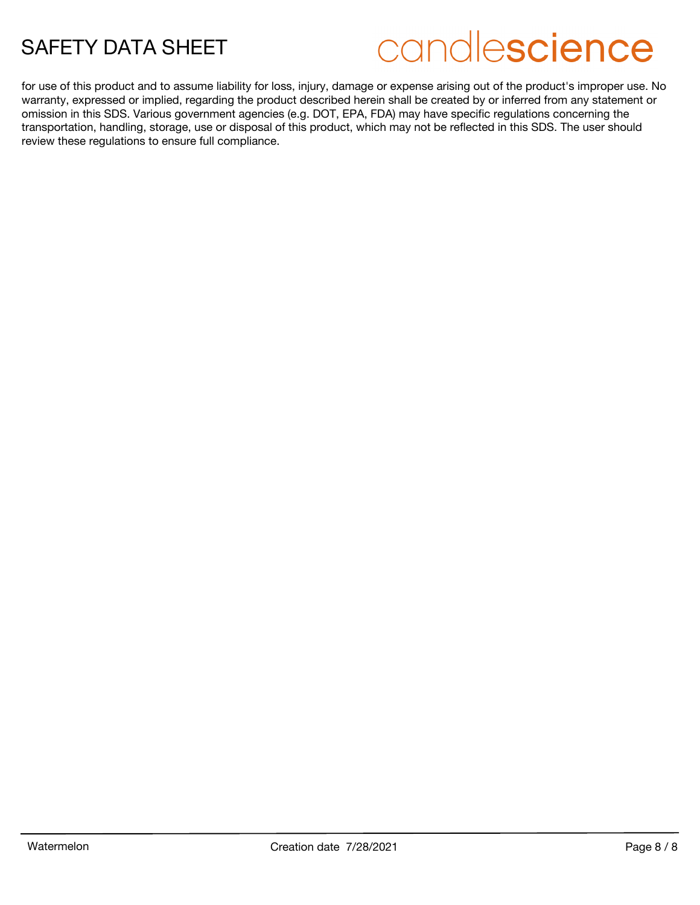for use of this product and to assume liability for loss, injury, damage or expense arising out of the product's improper use. No warranty, expressed or implied, regarding the product described herein shall be created by or inferred from any statement or omission in this SDS. Various government agencies (e.g. DOT, EPA, FDA) may have specific regulations concerning the transportation, handling, storage, use or disposal of this product, which may not be reflected in this SDS. The user should review these regulations to ensure full compliance.